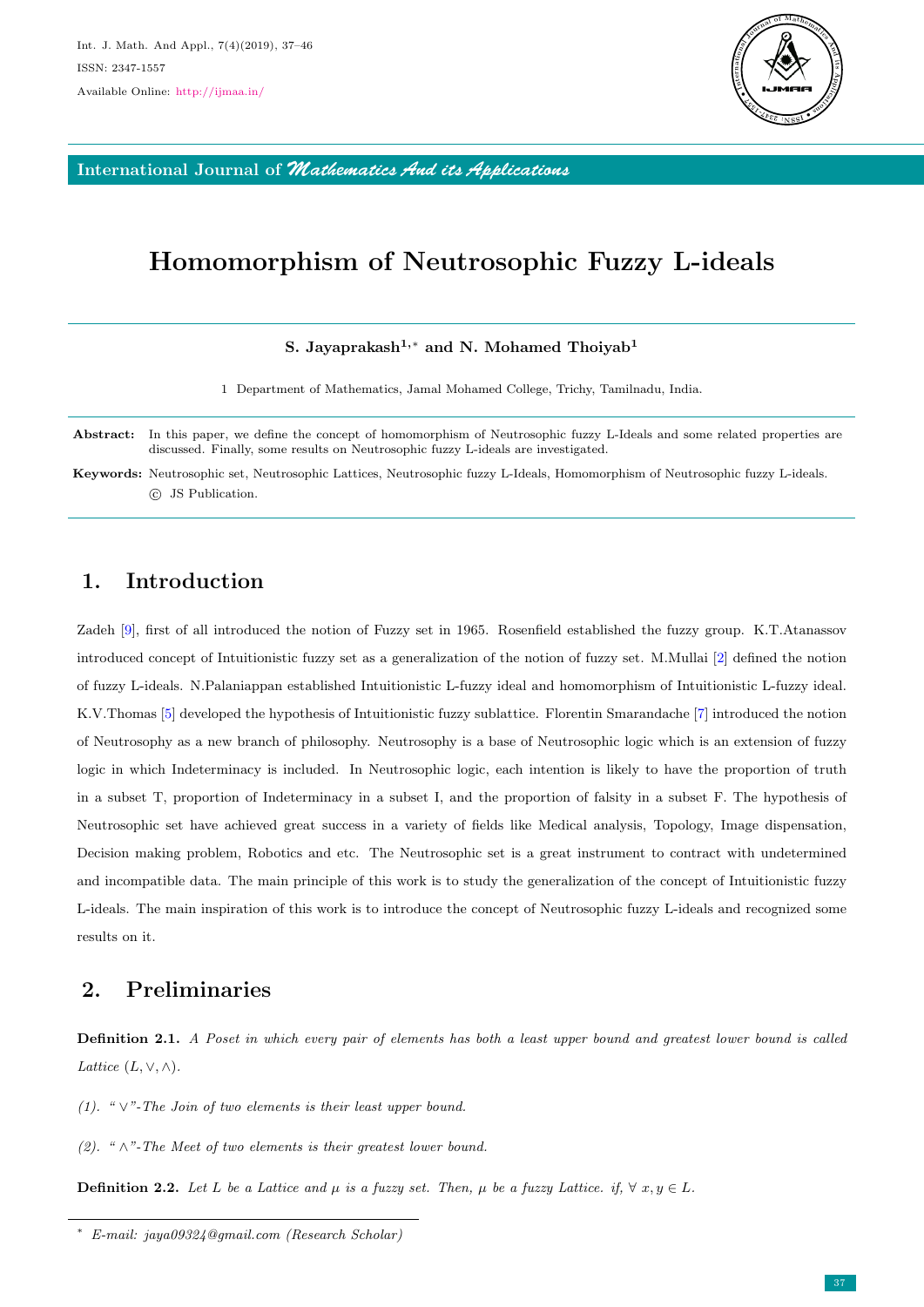# Homomorphism of Neutrosophic Fuzzy L-ideals

**S. Jayaprakash[1,*] and N. Mohamed Thoiyab[1]**

1 Department of Mathematics, Jamal Mohamed College, Trichy, Tamilnadu, India.

**Abstract:** In this paper, we define the concept of homomorphism of Neutrosophic fuzzy L-Ideals and some related properties are discussed. Finally, some results on Neutrosophic fuzzy L-ideals are investigated.

**Keywords:** Neutrosophic set, Neutrosophic Lattices, Neutrosophic fuzzy L-Ideals, Homomorphism of Neutrosophic fuzzy L-ideals.
© JS Publication.

## 1. Introduction

Zadeh [9], first of all introduced the notion of Fuzzy set in 1965. Rosenfield established the fuzzy group. K.T.Atanassov introduced concept of Intuitionistic fuzzy set as a generalization of the notion of fuzzy set. M.Mullai [2] defined the notion of fuzzy L-ideals. N.Palaniappan established Intuitionistic L-fuzzy ideal and homomorphism of Intuitionistic L-fuzzy ideal. K.V.Thomas [5] developed the hypothesis of Intuitionistic fuzzy sublattice. Florentin Smarandache [7] introduced the notion of Neutrosophy as a new branch of philosophy. Neutrosophy is a base of Neutrosophic logic which is an extension of fuzzy logic in which Indeterminacy is included. In Neutrosophic logic, each intention is likely to have the proportion of truth in a subset T, proportion of Indeterminacy in a subset I, and the proportion of falsity in a subset F. The hypothesis of Neutrosophic set have achieved great success in a variety of fields like Medical analysis, Topology, Image dispensation, Decision making problem, Robotics and etc. The Neutrosophic set is a great instrument to contract with undetermined and incompatible data. The main principle of this work is to study the generalization of the concept of Intuitionistic fuzzy L-ideals. The main inspiration of this work is to introduce the concept of Neutrosophic fuzzy L-ideals and recognized some results on it.

## 2. Preliminaries

**Definition 2.1.** *A Poset in which every pair of elements has both a least upper bound and greatest lower bound is called Lattice $(L, \vee, \wedge)$.*

*(1). "$\vee$"-The Join of two elements is their least upper bound.*

*(2). "$\wedge$"-The Meet of two elements is their greatest lower bound.*

**Definition 2.2.** *Let $L$ be a Lattice and $\mu$ is a fuzzy set. Then, $\mu$ be a fuzzy Lattice. if, $\forall\ x, y \in L$.*

---

* *E-mail: jaya09324@gmail.com (Research Scholar)*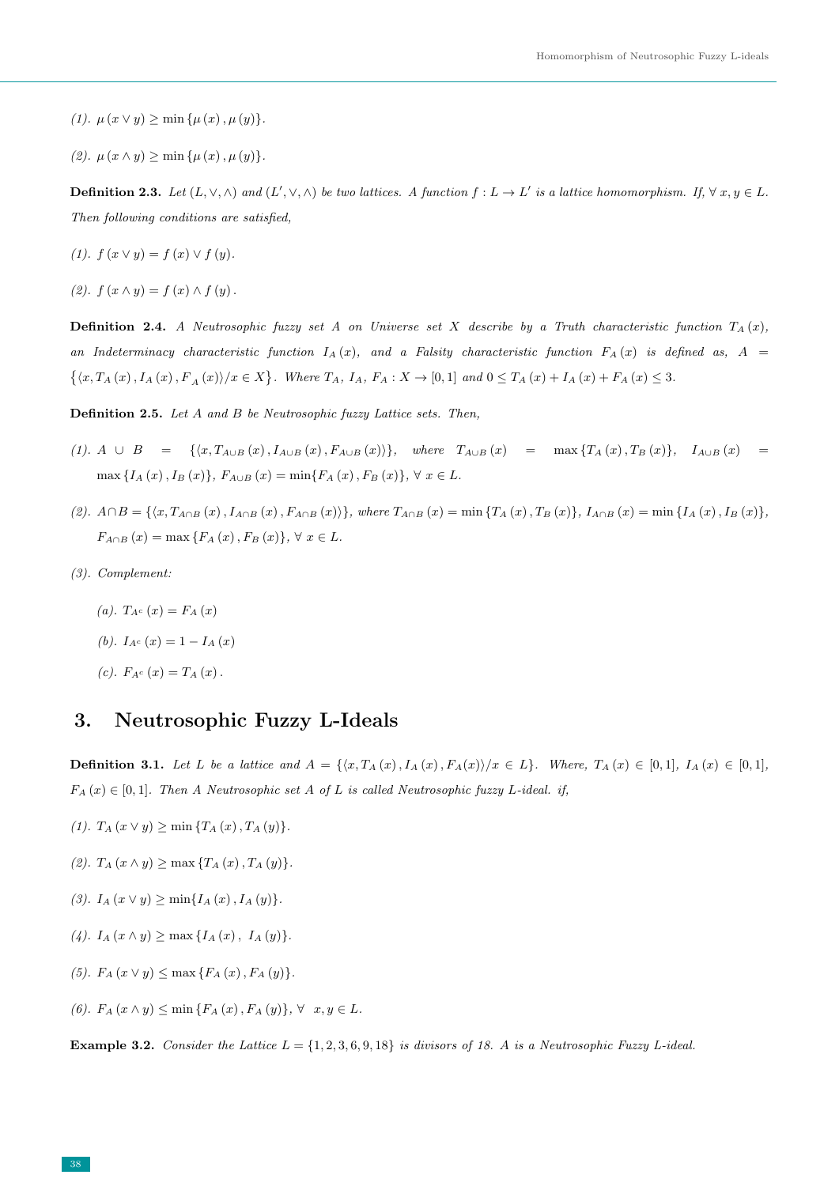*(1).* $\mu(x \vee y) \geq \min\{\mu(x), \mu(y)\}$.

*(2).* $\mu(x \wedge y) \geq \min\{\mu(x), \mu(y)\}$.

**Definition 2.3.** *Let $(L, \vee, \wedge)$ and $(L', \vee, \wedge)$ be two lattices. A function $f : L \to L'$ is a lattice homomorphism. If, $\forall\, x, y \in L$. Then following conditions are satisfied,*

*(1).* $f(x \vee y) = f(x) \vee f(y)$.

*(2).* $f(x \wedge y) = f(x) \wedge f(y)$.

**Definition 2.4.** *A Neutrosophic fuzzy set A on Universe set X describe by a Truth characteristic function $T_A(x)$, an Indeterminacy characteristic function $I_A(x)$, and a Falsity characteristic function $F_A(x)$ is defined as, $A = \{\langle x, T_A(x), I_A(x), F_A(x)\rangle / x \in X\}$. Where $T_A$, $I_A$, $F_A : X \to [0,1]$ and $0 \leq T_A(x) + I_A(x) + F_A(x) \leq 3$.*

**Definition 2.5.** *Let A and B be Neutrosophic fuzzy Lattice sets. Then,*

*(1).* $A \cup B = \{\langle x, T_{A\cup B}(x), I_{A\cup B}(x), F_{A\cup B}(x)\rangle\}$, *where* $T_{A\cup B}(x) = \max\{T_A(x), T_B(x)\}$, $I_{A\cup B}(x) = \max\{I_A(x), I_B(x)\}$, $F_{A\cup B}(x) = \min\{F_A(x), F_B(x)\}$, $\forall\, x \in L$.

*(2).* $A \cap B = \{\langle x, T_{A\cap B}(x), I_{A\cap B}(x), F_{A\cap B}(x)\rangle\}$, *where* $T_{A\cap B}(x) = \min\{T_A(x), T_B(x)\}$, $I_{A\cap B}(x) = \min\{I_A(x), I_B(x)\}$, $F_{A\cap B}(x) = \max\{F_A(x), F_B(x)\}$, $\forall\, x \in L$.

*(3). Complement:*

*(a).* $T_{A^c}(x) = F_A(x)$

*(b).* $I_{A^c}(x) = 1 - I_A(x)$

*(c).* $F_{A^c}(x) = T_A(x)$.

## 3. Neutrosophic Fuzzy L-Ideals

**Definition 3.1.** *Let L be a lattice and $A = \{\langle x, T_A(x), I_A(x), F_A(x)\rangle / x \in L\}$. Where, $T_A(x) \in [0,1]$, $I_A(x) \in [0,1]$, $F_A(x) \in [0,1]$. Then A Neutrosophic set A of L is called Neutrosophic fuzzy L-ideal. if,*

*(1).* $T_A(x \vee y) \geq \min\{T_A(x), T_A(y)\}$.

*(2).* $T_A(x \wedge y) \geq \max\{T_A(x), T_A(y)\}$.

*(3).* $I_A(x \vee y) \geq \min\{I_A(x), I_A(y)\}$.

*(4).* $I_A(x \wedge y) \geq \max\{I_A(x), I_A(y)\}$.

*(5).* $F_A(x \vee y) \leq \max\{F_A(x), F_A(y)\}$.

*(6).* $F_A(x \wedge y) \leq \min\{F_A(x), F_A(y)\}$, $\forall\; x, y \in L$.

**Example 3.2.** *Consider the Lattice $L = \{1, 2, 3, 6, 9, 18\}$ is divisors of 18. A is a Neutrosophic Fuzzy L-ideal.*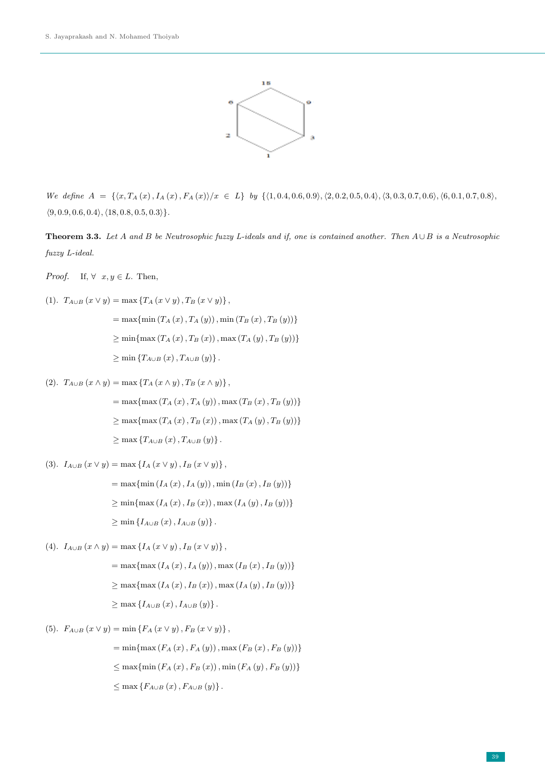We define $A = \{\langle x, T_A(x), I_A(x), F_A(x)\rangle / x \in L\}$ by $\{\langle 1, 0.4, 0.6, 0.9\rangle, \langle 2, 0.2, 0.5, 0.4\rangle, \langle 3, 0.3, 0.7, 0.6\rangle, \langle 6, 0.1, 0.7, 0.8\rangle, \langle 9, 0.9, 0.6, 0.4\rangle, \langle 18, 0.8, 0.5, 0.3\rangle\}$.

**Theorem 3.3.** *Let $A$ and $B$ be Neutrosophic fuzzy L-ideals and if, one is contained another. Then $A \cup B$ is a Neutrosophic fuzzy L-ideal.*

*Proof.* If, $\forall\ x, y \in L$. Then,

(1).
$$
\begin{aligned}
T_{A\cup B}(x \vee y) &= \max\{T_A(x \vee y), T_B(x \vee y)\}, \\
&= \max\{\min(T_A(x), T_A(y)), \min(T_B(x), T_B(y))\} \\
&\geq \min\{\max(T_A(x), T_B(x)), \max(T_A(y), T_B(y))\} \\
&\geq \min\{T_{A\cup B}(x), T_{A\cup B}(y)\}.
\end{aligned}
$$

(2).
$$
\begin{aligned}
T_{A\cup B}(x \wedge y) &= \max\{T_A(x \wedge y), T_B(x \wedge y)\}, \\
&= \max\{\max(T_A(x), T_A(y)), \max(T_B(x), T_B(y))\} \\
&\geq \max\{\max(T_A(x), T_B(x)), \max(T_A(y), T_B(y))\} \\
&\geq \max\{T_{A\cup B}(x), T_{A\cup B}(y)\}.
\end{aligned}
$$

(3).
$$
\begin{aligned}
I_{A\cup B}(x \vee y) &= \max\{I_A(x \vee y), I_B(x \vee y)\}, \\
&= \max\{\min(I_A(x), I_A(y)), \min(I_B(x), I_B(y))\} \\
&\geq \min\{\max(I_A(x), I_B(x)), \max(I_A(y), I_B(y))\} \\
&\geq \min\{I_{A\cup B}(x), I_{A\cup B}(y)\}.
\end{aligned}
$$

(4).
$$
\begin{aligned}
I_{A\cup B}(x \wedge y) &= \max\{I_A(x \vee y), I_B(x \vee y)\}, \\
&= \max\{\max(I_A(x), I_A(y)), \max(I_B(x), I_B(y))\} \\
&\geq \max\{\max(I_A(x), I_B(x)), \max(I_A(y), I_B(y))\} \\
&\geq \max\{I_{A\cup B}(x), I_{A\cup B}(y)\}.
\end{aligned}
$$

(5).
$$
\begin{aligned}
F_{A\cup B}(x \vee y) &= \min\{F_A(x \vee y), F_B(x \vee y)\}, \\
&= \min\{\max(F_A(x), F_A(y)), \max(F_B(x), F_B(y))\} \\
&\leq \max\{\min(F_A(x), F_B(x)), \min(F_A(y), F_B(y))\} \\
&\leq \max\{F_{A\cup B}(x), F_{A\cup B}(y)\}.
\end{aligned}
$$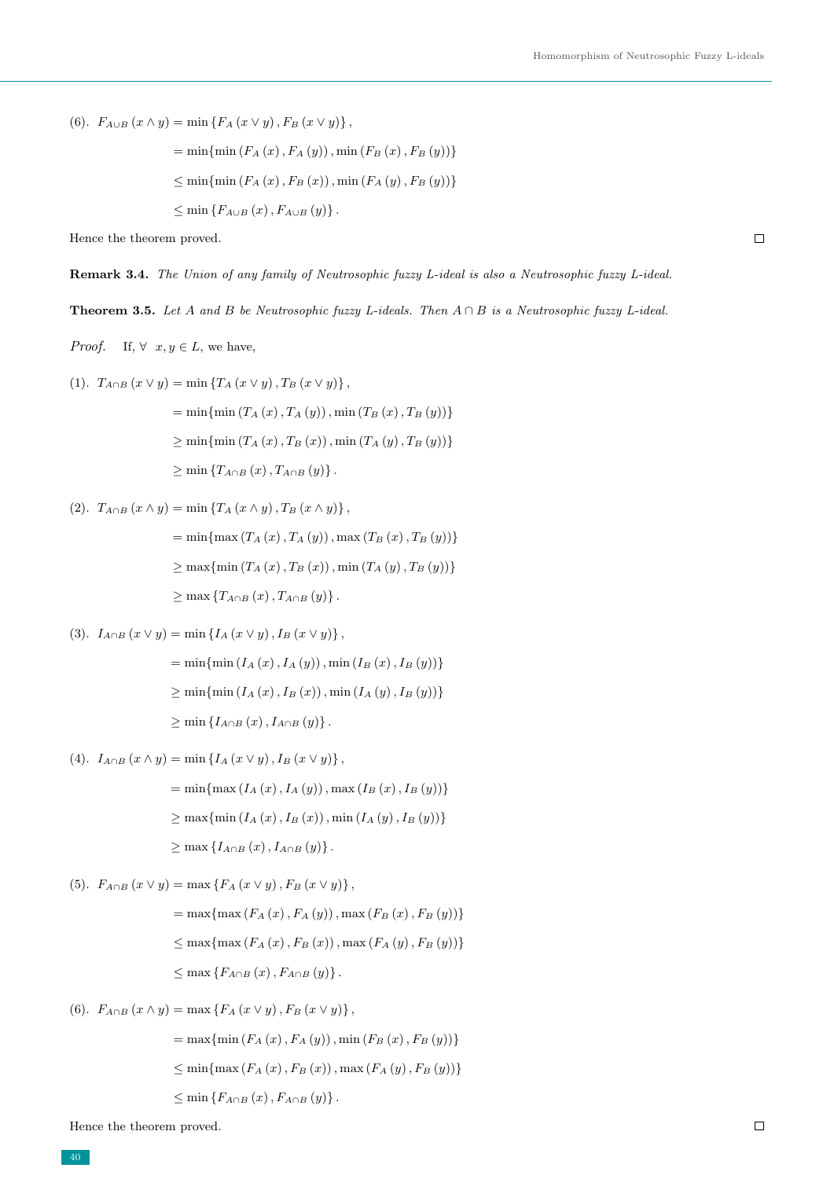(6). $F_{A\cup B}(x\wedge y) = \min\{F_A(x\vee y), F_B(x\vee y)\},$

$$= \min\{\min(F_A(x), F_A(y)), \min(F_B(x), F_B(y))\}$$

$$\leq \min\{\min(F_A(x), F_B(x)), \min(F_A(y), F_B(y))\}$$

$$\leq \min\{F_{A\cup B}(x), F_{A\cup B}(y)\}.$$

Hence the theorem proved. ∎

**Remark 3.4.** *The Union of any family of Neutrosophic fuzzy L-ideal is also a Neutrosophic fuzzy L-ideal.*

**Theorem 3.5.** *Let A and B be Neutrosophic fuzzy L-ideals. Then $A\cap B$ is a Neutrosophic fuzzy L-ideal.*

*Proof.* If, $\forall\ x, y \in L$, we have,

(1). $T_{A\cap B}(x\vee y) = \min\{T_A(x\vee y), T_B(x\vee y)\},$

$$= \min\{\min(T_A(x), T_A(y)), \min(T_B(x), T_B(y))\}$$

$$\geq \min\{\min(T_A(x), T_B(x)), \min(T_A(y), T_B(y))\}$$

$$\geq \min\{T_{A\cap B}(x), T_{A\cap B}(y)\}.$$

(2). $T_{A\cap B}(x\wedge y) = \min\{T_A(x\wedge y), T_B(x\wedge y)\},$

$$= \min\{\max(T_A(x), T_A(y)), \max(T_B(x), T_B(y))\}$$

$$\geq \max\{\min(T_A(x), T_B(x)), \min(T_A(y), T_B(y))\}$$

$$\geq \max\{T_{A\cap B}(x), T_{A\cap B}(y)\}.$$

(3). $I_{A\cap B}(x\vee y) = \min\{I_A(x\vee y), I_B(x\vee y)\},$

$$= \min\{\min(I_A(x), I_A(y)), \min(I_B(x), I_B(y))\}$$

$$\geq \min\{\min(I_A(x), I_B(x)), \min(I_A(y), I_B(y))\}$$

$$\geq \min\{I_{A\cap B}(x), I_{A\cap B}(y)\}.$$

(4). $I_{A\cap B}(x\wedge y) = \min\{I_A(x\vee y), I_B(x\vee y)\},$

$$= \min\{\max(I_A(x), I_A(y)), \max(I_B(x), I_B(y))\}$$

$$\geq \max\{\min(I_A(x), I_B(x)), \min(I_A(y), I_B(y))\}$$

$$\geq \max\{I_{A\cap B}(x), I_{A\cap B}(y)\}.$$

(5). $F_{A\cap B}(x\vee y) = \max\{F_A(x\vee y), F_B(x\vee y)\},$

$$= \max\{\max(F_A(x), F_A(y)), \max(F_B(x), F_B(y))\}$$

$$\leq \max\{\max(F_A(x), F_B(x)), \max(F_A(y), F_B(y))\}$$

$$\leq \max\{F_{A\cap B}(x), F_{A\cap B}(y)\}.$$

(6). $F_{A\cap B}(x\wedge y) = \max\{F_A(x\vee y), F_B(x\vee y)\},$

$$= \max\{\min(F_A(x), F_A(y)), \min(F_B(x), F_B(y))\}$$

$$\leq \min\{\max(F_A(x), F_B(x)), \max(F_A(y), F_B(y))\}$$

$$\leq \min\{F_{A\cap B}(x), F_{A\cap B}(y)\}.$$

Hence the theorem proved. ∎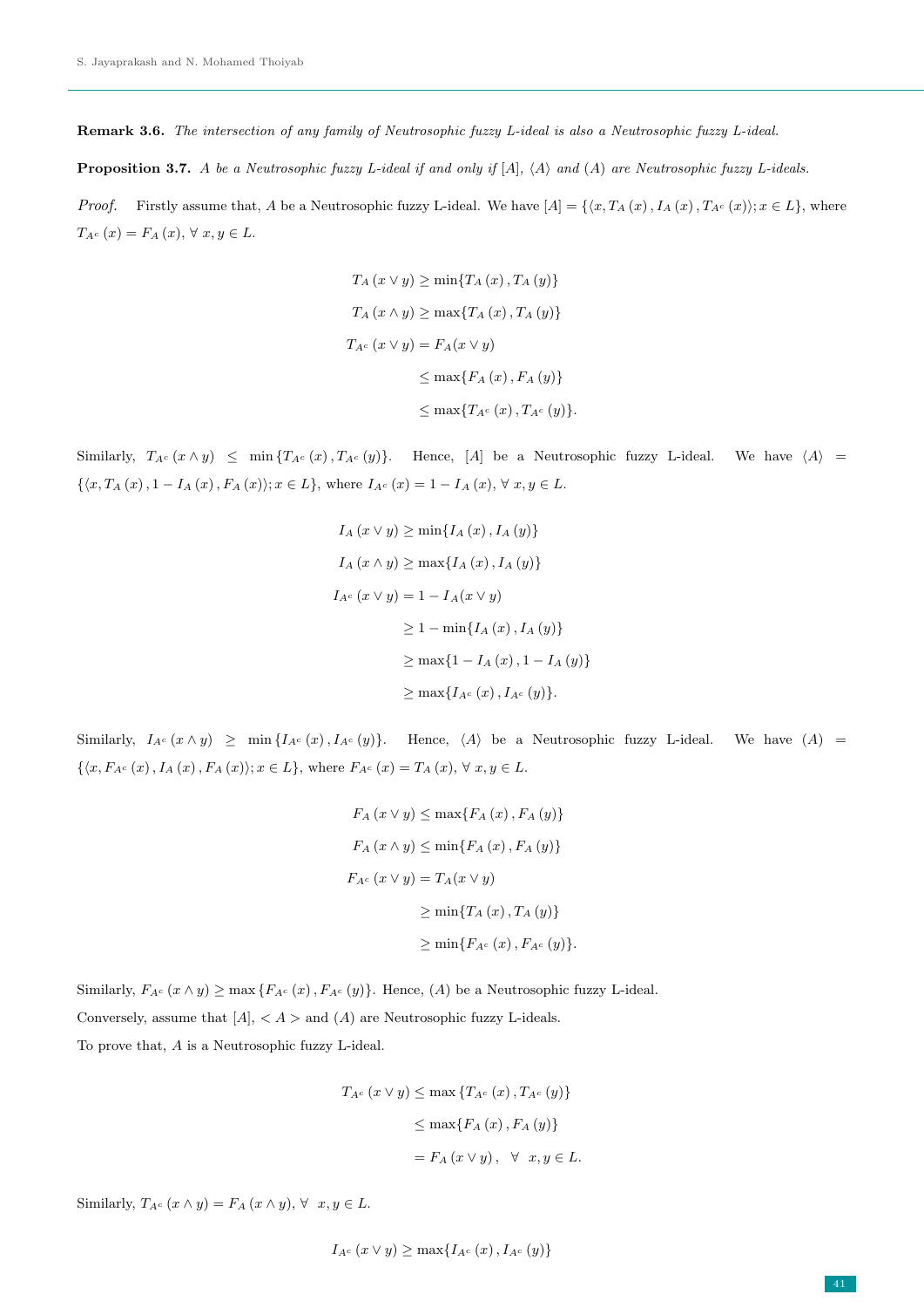**Remark 3.6.** *The intersection of any family of Neutrosophic fuzzy L-ideal is also a Neutrosophic fuzzy L-ideal.*

**Proposition 3.7.** *A be a Neutrosophic fuzzy L-ideal if and only if $[A]$, $\langle A\rangle$ and $(A)$ are Neutrosophic fuzzy L-ideals.*

*Proof.* Firstly assume that, $A$ be a Neutrosophic fuzzy L-ideal. We have $[A] = \{\langle x, T_A(x), I_A(x), T_{A^c}(x)\rangle; x \in L\}$, where $T_{A^c}(x) = F_A(x)$, $\forall\, x, y \in L$.

$$
\begin{aligned}
T_A(x \vee y) &\geq \min\{T_A(x), T_A(y)\} \\
T_A(x \wedge y) &\geq \max\{T_A(x), T_A(y)\} \\
T_{A^c}(x \vee y) &= F_A(x \vee y) \\
&\leq \max\{F_A(x), F_A(y)\} \\
&\leq \max\{T_{A^c}(x), T_{A^c}(y)\}.
\end{aligned}
$$

Similarly, $T_{A^c}(x \wedge y) \leq \min\{T_{A^c}(x), T_{A^c}(y)\}$. Hence, $[A]$ be a Neutrosophic fuzzy L-ideal. We have $\langle A\rangle = \{\langle x, T_A(x), 1 - I_A(x), F_A(x)\rangle; x \in L\}$, where $I_{A^c}(x) = 1 - I_A(x)$, $\forall\, x, y \in L$.

$$
\begin{aligned}
I_A(x \vee y) &\geq \min\{I_A(x), I_A(y)\} \\
I_A(x \wedge y) &\geq \max\{I_A(x), I_A(y)\} \\
I_{A^c}(x \vee y) &= 1 - I_A(x \vee y) \\
&\geq 1 - \min\{I_A(x), I_A(y)\} \\
&\geq \max\{1 - I_A(x), 1 - I_A(y)\} \\
&\geq \max\{I_{A^c}(x), I_{A^c}(y)\}.
\end{aligned}
$$

Similarly, $I_{A^c}(x \wedge y) \geq \min\{I_{A^c}(x), I_{A^c}(y)\}$. Hence, $\langle A\rangle$ be a Neutrosophic fuzzy L-ideal. We have $(A) = \{\langle x, F_{A^c}(x), I_A(x), F_A(x)\rangle; x \in L\}$, where $F_{A^c}(x) = T_A(x)$, $\forall\, x, y \in L$.

$$
\begin{aligned}
F_A(x \vee y) &\leq \max\{F_A(x), F_A(y)\} \\
F_A(x \wedge y) &\leq \min\{F_A(x), F_A(y)\} \\
F_{A^c}(x \vee y) &= T_A(x \vee y) \\
&\geq \min\{T_A(x), T_A(y)\} \\
&\geq \min\{F_{A^c}(x), F_{A^c}(y)\}.
\end{aligned}
$$

Similarly, $F_{A^c}(x \wedge y) \geq \max\{F_{A^c}(x), F_{A^c}(y)\}$. Hence, $(A)$ be a Neutrosophic fuzzy L-ideal.

Conversely, assume that $[A]$, $< A >$ and $(A)$ are Neutrosophic fuzzy L-ideals.

To prove that, $A$ is a Neutrosophic fuzzy L-ideal.

$$
\begin{aligned}
T_{A^c}(x \vee y) &\leq \max\{T_{A^c}(x), T_{A^c}(y)\} \\
&\leq \max\{F_A(x), F_A(y)\} \\
&= F_A(x \vee y), \quad \forall\ \ x, y \in L.
\end{aligned}
$$

Similarly, $T_{A^c}(x \wedge y) = F_A(x \wedge y)$, $\forall\ \ x, y \in L$.

$$
I_{A^c}(x \vee y) \geq \max\{I_{A^c}(x), I_{A^c}(y)\}
$$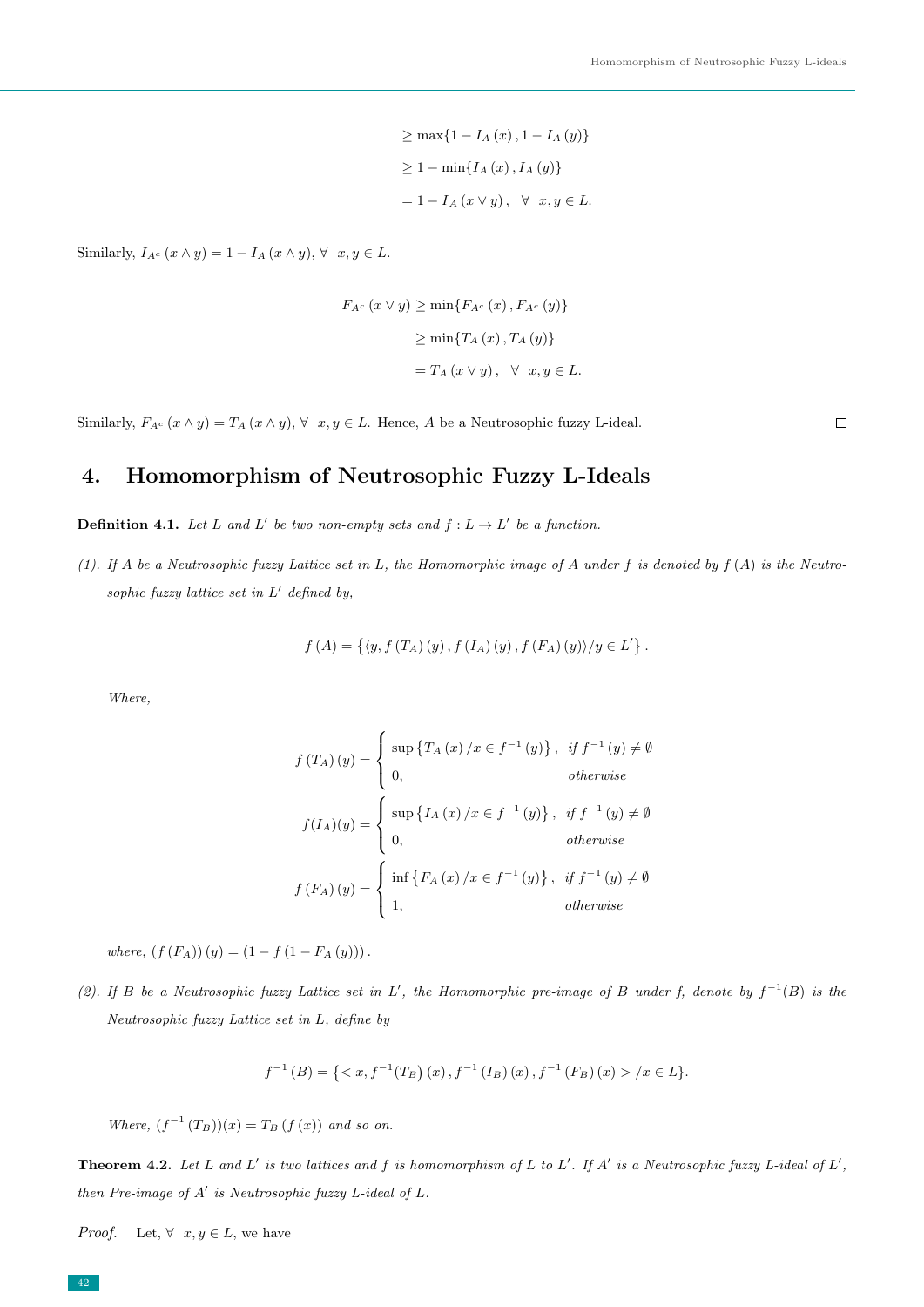$$
\begin{aligned}
&\geq \max\{1 - I_A(x), 1 - I_A(y)\} \\
&\geq 1 - \min\{I_A(x), I_A(y)\} \\
&= 1 - I_A(x \vee y), \quad \forall \ \ x, y \in L.
\end{aligned}
$$

Similarly, $I_{A^c}(x \wedge y) = 1 - I_A(x \wedge y)$, $\forall \ \ x, y \in L$.

$$
\begin{aligned}
F_{A^c}(x \vee y) &\geq \min\{F_{A^c}(x), F_{A^c}(y)\} \\
&\geq \min\{T_A(x), T_A(y)\} \\
&= T_A(x \vee y), \quad \forall \ \ x, y \in L.
\end{aligned}
$$

Similarly, $F_{A^c}(x \wedge y) = T_A(x \wedge y)$, $\forall \ \ x, y \in L$. Hence, $A$ be a Neutrosophic fuzzy L-ideal. □

## 4. Homomorphism of Neutrosophic Fuzzy L-Ideals

**Definition 4.1.** *Let $L$ and $L'$ be two non-empty sets and $f : L \to L'$ be a function.*

*(1). If $A$ be a Neutrosophic fuzzy Lattice set in $L$, the Homomorphic image of $A$ under $f$ is denoted by $f(A)$ is the Neutrosophic fuzzy lattice set in $L'$ defined by,*

$$
f(A) = \left\{ \langle y, f(T_A)(y), f(I_A)(y), f(F_A)(y) \rangle / y \in L' \right\}.
$$

*Where,*

$$
f(T_A)(y) = \begin{cases} \sup\left\{T_A(x) / x \in f^{-1}(y)\right\}, & \text{if } f^{-1}(y) \neq \emptyset \\ 0, & \text{otherwise} \end{cases}
$$

$$
f(I_A)(y) = \begin{cases} \sup\left\{I_A(x) / x \in f^{-1}(y)\right\}, & \text{if } f^{-1}(y) \neq \emptyset \\ 0, & \text{otherwise} \end{cases}
$$

$$
f(F_A)(y) = \begin{cases} \inf\left\{F_A(x) / x \in f^{-1}(y)\right\}, & \text{if } f^{-1}(y) \neq \emptyset \\ 1, & \text{otherwise} \end{cases}
$$

*where, $(f(F_A))(y) = (1 - f(1 - F_A(y)))$.*

*(2). If $B$ be a Neutrosophic fuzzy Lattice set in $L'$, the Homomorphic pre-image of $B$ under $f$, denote by $f^{-1}(B)$ is the Neutrosophic fuzzy Lattice set in $L$, define by*

$$
f^{-1}(B) = \{< x, f^{-1}(T_B)(x), f^{-1}(I_B)(x), f^{-1}(F_B)(x) > / x \in L\}.
$$

*Where, $(f^{-1}(T_B))(x) = T_B(f(x))$ and so on.*

**Theorem 4.2.** *Let $L$ and $L'$ is two lattices and $f$ is homomorphism of $L$ to $L'$. If $A'$ is a Neutrosophic fuzzy L-ideal of $L'$, then Pre-image of $A'$ is Neutrosophic fuzzy L-ideal of $L$.*

*Proof.* Let, $\forall \ \ x, y \in L$, we have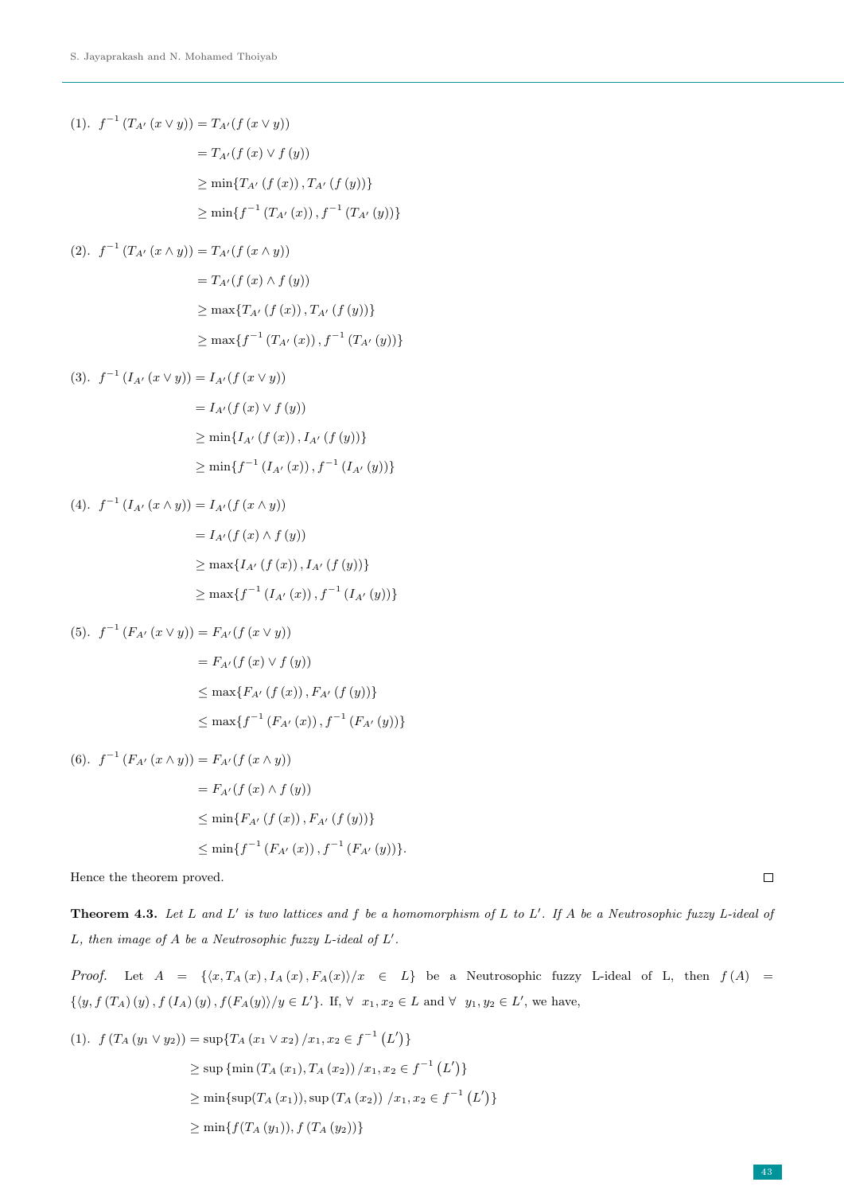(1). $f^{-1}(T_{A'}(x \vee y)) = T_{A'}(f(x \vee y))$

$$= T_{A'}(f(x) \vee f(y))$$
$$\geq \min\{T_{A'}(f(x)), T_{A'}(f(y))\}$$
$$\geq \min\{f^{-1}(T_{A'}(x)), f^{-1}(T_{A'}(y))\}$$

(2). $f^{-1}(T_{A'}(x \wedge y)) = T_{A'}(f(x \wedge y))$

$$= T_{A'}(f(x) \wedge f(y))$$
$$\geq \max\{T_{A'}(f(x)), T_{A'}(f(y))\}$$
$$\geq \max\{f^{-1}(T_{A'}(x)), f^{-1}(T_{A'}(y))\}$$

(3). $f^{-1}(I_{A'}(x \vee y)) = I_{A'}(f(x \vee y))$

$$= I_{A'}(f(x) \vee f(y))$$
$$\geq \min\{I_{A'}(f(x)), I_{A'}(f(y))\}$$
$$\geq \min\{f^{-1}(I_{A'}(x)), f^{-1}(I_{A'}(y))\}$$

(4). $f^{-1}(I_{A'}(x \wedge y)) = I_{A'}(f(x \wedge y))$

$$= I_{A'}(f(x) \wedge f(y))$$
$$\geq \max\{I_{A'}(f(x)), I_{A'}(f(y))\}$$
$$\geq \max\{f^{-1}(I_{A'}(x)), f^{-1}(I_{A'}(y))\}$$

(5). $f^{-1}(F_{A'}(x \vee y)) = F_{A'}(f(x \vee y))$

$$= F_{A'}(f(x) \vee f(y))$$
$$\leq \max\{F_{A'}(f(x)), F_{A'}(f(y))\}$$
$$\leq \max\{f^{-1}(F_{A'}(x)), f^{-1}(F_{A'}(y))\}$$

(6). $f^{-1}(F_{A'}(x \wedge y)) = F_{A'}(f(x \wedge y))$

$$= F_{A'}(f(x) \wedge f(y))$$
$$\leq \min\{F_{A'}(f(x)), F_{A'}(f(y))\}$$
$$\leq \min\{f^{-1}(F_{A'}(x)), f^{-1}(F_{A'}(y))\}.$$

Hence the theorem proved. □

**Theorem 4.3.** *Let $L$ and $L'$ is two lattices and $f$ be a homomorphism of $L$ to $L'$. If $A$ be a Neutrosophic fuzzy L-ideal of $L$, then image of $A$ be a Neutrosophic fuzzy L-ideal of $L'$.*

*Proof.* Let $A = \{\langle x, T_A(x), I_A(x), F_A(x)\rangle / x \in L\}$ be a Neutrosophic fuzzy L-ideal of L, then $f(A) = \{\langle y, f(T_A)(y), f(I_A)(y), f(F_A(y))\rangle / y \in L'\}$. If, $\forall\ x_1, x_2 \in L$ and $\forall\ y_1, y_2 \in L'$, we have,

(1). $f(T_A(y_1 \vee y_2)) = \sup\{T_A(x_1 \vee x_2) / x_1, x_2 \in f^{-1}(L')\}$

$$\geq \sup\{\min(T_A(x_1), T_A(x_2)) / x_1, x_2 \in f^{-1}(L')\}$$
$$\geq \min\{\sup(T_A(x_1)), \sup(T_A(x_2)) / x_1, x_2 \in f^{-1}(L')\}$$
$$\geq \min\{f(T_A(y_1)), f(T_A(y_2))\}$$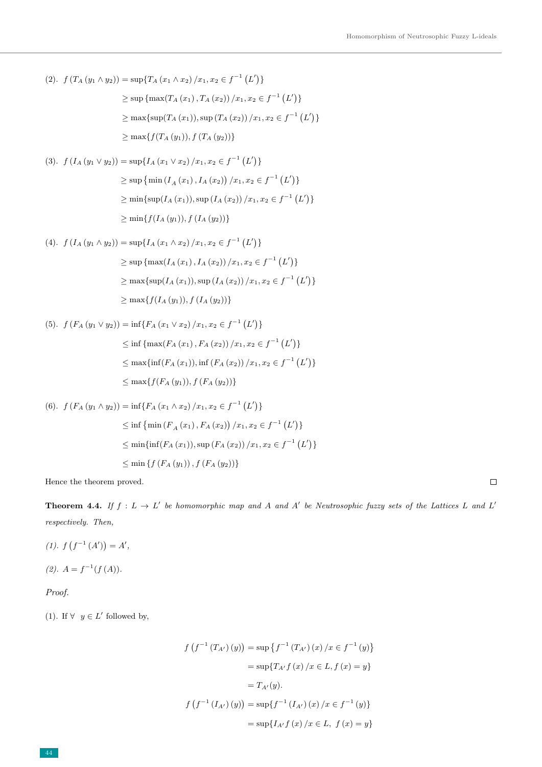(2). $f\left(T_A\left(y_1 \wedge y_2\right)\right) = \sup\{T_A\left(x_1 \wedge x_2\right)/x_1, x_2 \in f^{-1}\left(L'\right)\}$

$$
\begin{aligned}
&\geq \sup\left\{\max(T_A\left(x_1\right), T_A\left(x_2\right))/x_1, x_2 \in f^{-1}\left(L'\right)\right\} \\
&\geq \max\{\sup(T_A\left(x_1\right)), \sup\left(T_A\left(x_2\right)\right)/x_1, x_2 \in f^{-1}\left(L'\right)\} \\
&\geq \max\{f(T_A\left(y_1\right)), f\left(T_A\left(y_2\right)\right)\}
\end{aligned}
$$

(3). $f\left(I_A\left(y_1 \vee y_2\right)\right) = \sup\{I_A\left(x_1 \vee x_2\right)/x_1, x_2 \in f^{-1}\left(L'\right)\}$

$$
\begin{aligned}
&\geq \sup\left\{\min\left(I_A\left(x_1\right), I_A\left(x_2\right)\right)/x_1, x_2 \in f^{-1}\left(L'\right)\right\} \\
&\geq \min\{\sup(I_A\left(x_1\right)), \sup\left(I_A\left(x_2\right)\right)/x_1, x_2 \in f^{-1}\left(L'\right)\} \\
&\geq \min\{f(I_A\left(y_1\right)), f\left(I_A\left(y_2\right)\right)\}
\end{aligned}
$$

(4). $f\left(I_A\left(y_1 \wedge y_2\right)\right) = \sup\{I_A\left(x_1 \wedge x_2\right)/x_1, x_2 \in f^{-1}\left(L'\right)\}$

$$
\begin{aligned}
&\geq \sup\left\{\max(I_A\left(x_1\right), I_A\left(x_2\right))/x_1, x_2 \in f^{-1}\left(L'\right)\right\} \\
&\geq \max\{\sup(I_A\left(x_1\right)), \sup\left(I_A\left(x_2\right)\right)/x_1, x_2 \in f^{-1}\left(L'\right)\} \\
&\geq \max\{f(I_A\left(y_1\right)), f\left(I_A\left(y_2\right)\right)\}
\end{aligned}
$$

(5). $f\left(F_A\left(y_1 \vee y_2\right)\right) = \inf\{F_A\left(x_1 \vee x_2\right)/x_1, x_2 \in f^{-1}\left(L'\right)\}$

$$
\begin{aligned}
&\leq \inf\left\{\max(F_A\left(x_1\right), F_A\left(x_2\right))/x_1, x_2 \in f^{-1}\left(L'\right)\right\} \\
&\leq \max\{\inf(F_A\left(x_1\right)), \inf\left(F_A\left(x_2\right)\right)/x_1, x_2 \in f^{-1}\left(L'\right)\} \\
&\leq \max\{f(F_A\left(y_1\right)), f\left(F_A\left(y_2\right)\right)\}
\end{aligned}
$$

(6). $f\left(F_A\left(y_1 \wedge y_2\right)\right) = \inf\{F_A\left(x_1 \wedge x_2\right)/x_1, x_2 \in f^{-1}\left(L'\right)\}$

$$
\begin{aligned}
&\leq \inf\left\{\min\left(F_A\left(x_1\right), F_A\left(x_2\right)\right)/x_1, x_2 \in f^{-1}\left(L'\right)\right\} \\
&\leq \min\{\inf(F_A\left(x_1\right)), \sup\left(F_A\left(x_2\right)\right)/x_1, x_2 \in f^{-1}\left(L'\right)\} \\
&\leq \min\left\{f\left(F_A\left(y_1\right)\right), f\left(F_A\left(y_2\right)\right)\right\}
\end{aligned}
$$

Hence the theorem proved. □

**Theorem 4.4.** *If $f : L \to L'$ be homomorphic map and $A$ and $A'$ be Neutrosophic fuzzy sets of the Lattices $L$ and $L'$ respectively. Then,*

*(1). $f\left(f^{-1}\left(A'\right)\right) = A'$,*

*(2). $A = f^{-1}(f\left(A\right))$.*

*Proof.*

(1). If $\forall \; y \in L'$ followed by,

$$
\begin{aligned}
f\left(f^{-1}\left(T_{A'}\right)(y)\right) &= \sup\left\{f^{-1}\left(T_{A'}\right)(x)/x \in f^{-1}\left(y\right)\right\} \\
&= \sup\{T_{A'} f\left(x\right)/x \in L, f\left(x\right) = y\} \\
&= T_{A'}(y). \\
f\left(f^{-1}\left(I_{A'}\right)(y)\right) &= \sup\{f^{-1}\left(I_{A'}\right)(x)/x \in f^{-1}\left(y\right)\} \\
&= \sup\{I_{A'} f\left(x\right)/x \in L, \; f\left(x\right) = y\}
\end{aligned}
$$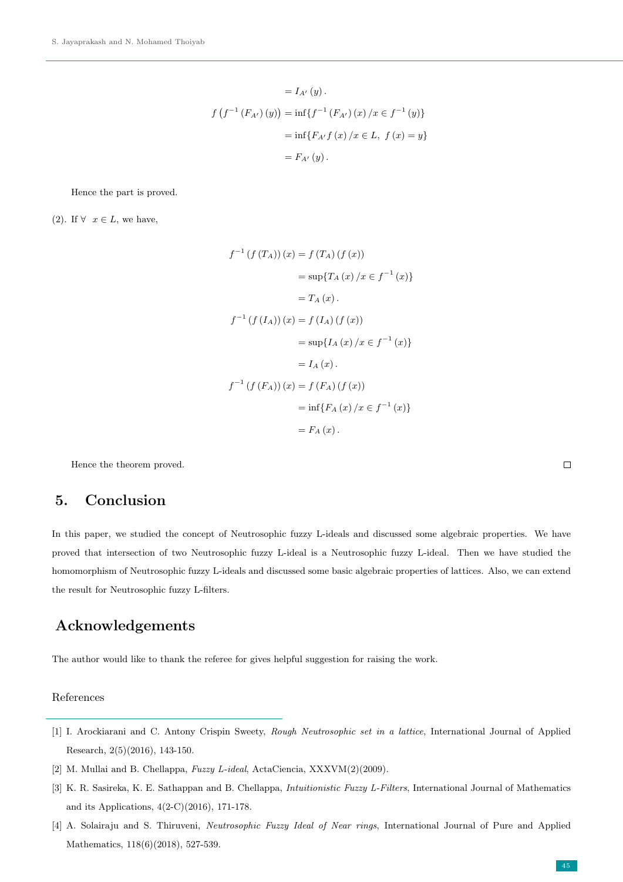$$
\begin{aligned}
&= I_{A'}(y). \\
f\left(f^{-1}(F_{A'})(y)\right) &= \inf\{f^{-1}(F_{A'})(x) / x \in f^{-1}(y)\} \\
&= \inf\{F_{A'} f(x) / x \in L,\ f(x) = y\} \\
&= F_{A'}(y).
\end{aligned}
$$

Hence the part is proved.

(2). If $\forall\ \ x \in L$, we have,

$$
\begin{aligned}
f^{-1}(f(T_A))(x) &= f(T_A)(f(x)) \\
&= \sup\{T_A(x) / x \in f^{-1}(x)\} \\
&= T_A(x). \\
f^{-1}(f(I_A))(x) &= f(I_A)(f(x)) \\
&= \sup\{I_A(x) / x \in f^{-1}(x)\} \\
&= I_A(x). \\
f^{-1}(f(F_A))(x) &= f(F_A)(f(x)) \\
&= \inf\{F_A(x) / x \in f^{-1}(x)\} \\
&= F_A(x).
\end{aligned}
$$

Hence the theorem proved. □

## 5. Conclusion

In this paper, we studied the concept of Neutrosophic fuzzy L-ideals and discussed some algebraic properties. We have proved that intersection of two Neutrosophic fuzzy L-ideal is a Neutrosophic fuzzy L-ideal. Then we have studied the homomorphism of Neutrosophic fuzzy L-ideals and discussed some basic algebraic properties of lattices. Also, we can extend the result for Neutrosophic fuzzy L-filters.

## Acknowledgements

The author would like to thank the referee for gives helpful suggestion for raising the work.

## References

[1] I. Arockiarani and C. Antony Crispin Sweety, *Rough Neutrosophic set in a lattice*, International Journal of Applied Research, 2(5)(2016), 143-150.

[2] M. Mullai and B. Chellappa, *Fuzzy L-ideal*, ActaCiencia, XXXVM(2)(2009).

[3] K. R. Sasireka, K. E. Sathappan and B. Chellappa, *Intuitionistic Fuzzy L-Filters*, International Journal of Mathematics and its Applications, 4(2-C)(2016), 171-178.

[4] A. Solairaju and S. Thiruveni, *Neutrosophic Fuzzy Ideal of Near rings*, International Journal of Pure and Applied Mathematics, 118(6)(2018), 527-539.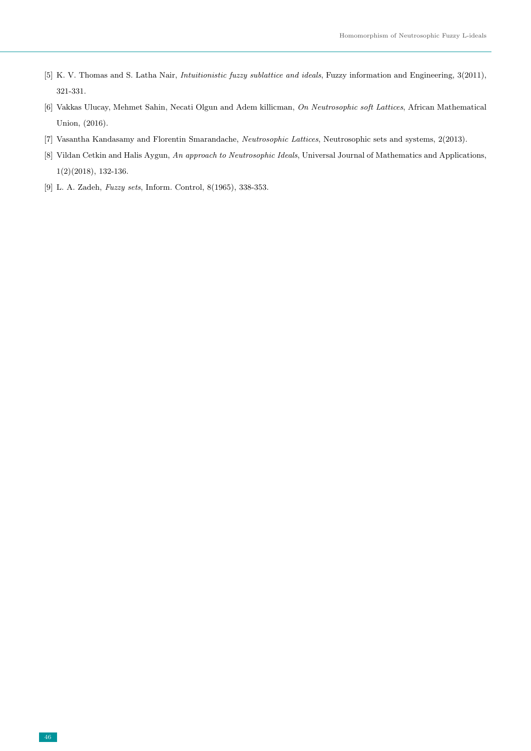[5] K. V. Thomas and S. Latha Nair, *Intuitionistic fuzzy sublattice and ideals*, Fuzzy information and Engineering, 3(2011), 321-331.

[6] Vakkas Ulucay, Mehmet Sahin, Necati Olgun and Adem killicman, *On Neutrosophic soft Lattices*, African Mathematical Union, (2016).

[7] Vasantha Kandasamy and Florentin Smarandache, *Neutrosophic Lattices*, Neutrosophic sets and systems, 2(2013).

[8] Vildan Cetkin and Halis Aygun, *An approach to Neutrosophic Ideals*, Universal Journal of Mathematics and Applications, 1(2)(2018), 132-136.

[9] L. A. Zadeh, *Fuzzy sets*, Inform. Control, 8(1965), 338-353.